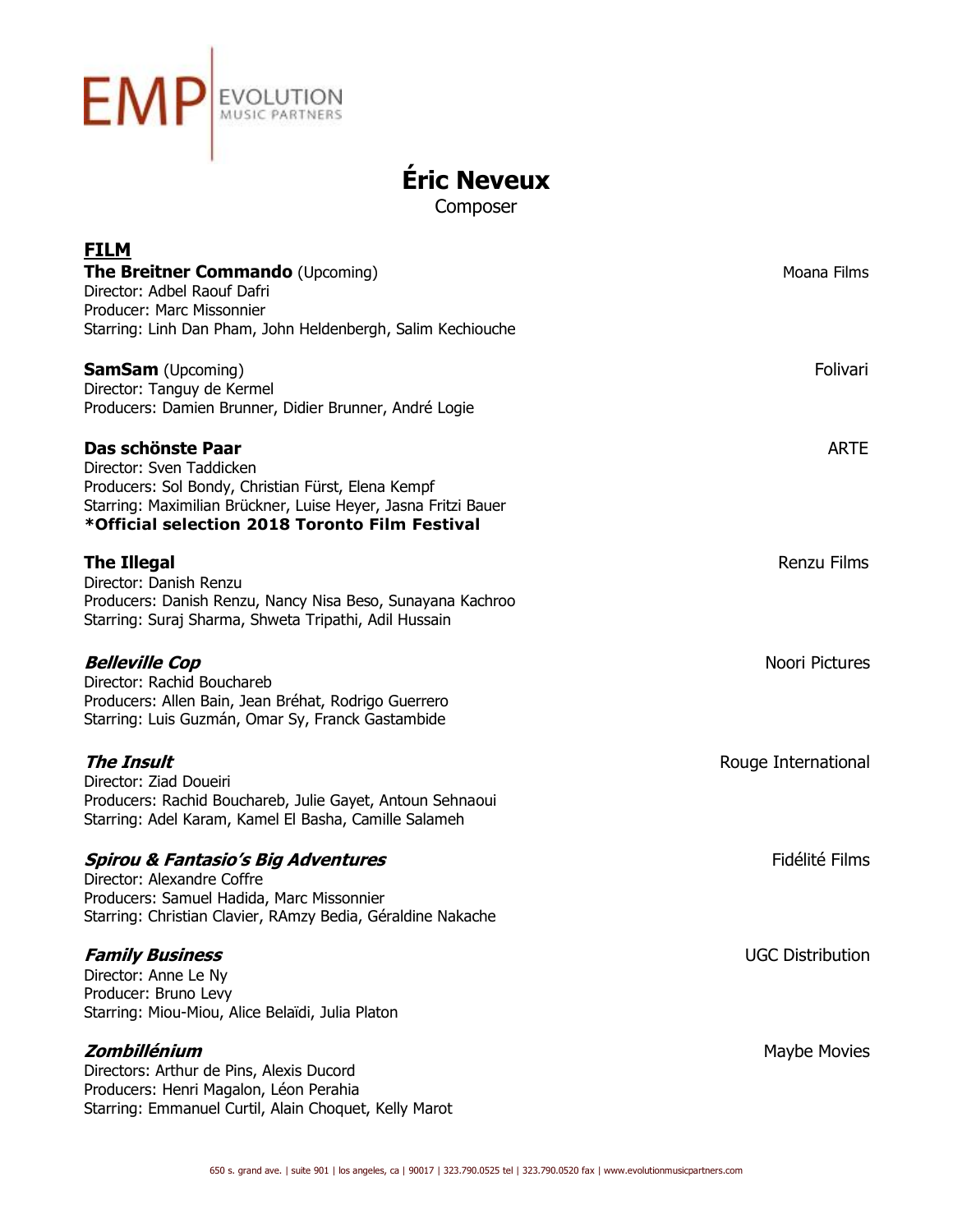EMP | EVOLUTION MUSIC PARTNERS

# Éric Neveux

Composer

## FILM

**The Breitner Commando** (Upcoming) — Moana Films
Director: Adbel Raouf Dafri
Producer: Marc Missonnier
Starring: Linh Dan Pham, John Heldenbergh, Salim Kechiouche

**SamSam** (Upcoming) — Folivari
Director: Tanguy de Kermel
Producers: Damien Brunner, Didier Brunner, André Logie

**Das schönste Paar** — ARTE
Director: Sven Taddicken
Producers: Sol Bondy, Christian Fürst, Elena Kempf
Starring: Maximilian Brückner, Luise Heyer, Jasna Fritzi Bauer
**\*Official selection 2018 Toronto Film Festival**

**The Illegal** — Renzu Films
Director: Danish Renzu
Producers: Danish Renzu, Nancy Nisa Beso, Sunayana Kachroo
Starring: Suraj Sharma, Shweta Tripathi, Adil Hussain

***Belleville Cop*** — Noori Pictures
Director: Rachid Bouchareb
Producers: Allen Bain, Jean Bréhat, Rodrigo Guerrero
Starring: Luis Guzmán, Omar Sy, Franck Gastambide

***The Insult*** — Rouge International
Director: Ziad Doueiri
Producers: Rachid Bouchareb, Julie Gayet, Antoun Sehnaoui
Starring: Adel Karam, Kamel El Basha, Camille Salameh

***Spirou & Fantasio's Big Adventures*** — Fidélité Films
Director: Alexandre Coffre
Producers: Samuel Hadida, Marc Missonnier
Starring: Christian Clavier, RAmzy Bedia, Géraldine Nakache

***Family Business*** — UGC Distribution
Director: Anne Le Ny
Producer: Bruno Levy
Starring: Miou-Miou, Alice Belaïdi, Julia Platon

***Zombillénium*** — Maybe Movies
Directors: Arthur de Pins, Alexis Ducord
Producers: Henri Magalon, Léon Perahia
Starring: Emmanuel Curtil, Alain Choquet, Kelly Marot

650 s. grand ave. | suite 901 | los angeles, ca | 90017 | 323.790.0525 tel | 323.790.0520 fax | www.evolutionmusicpartners.com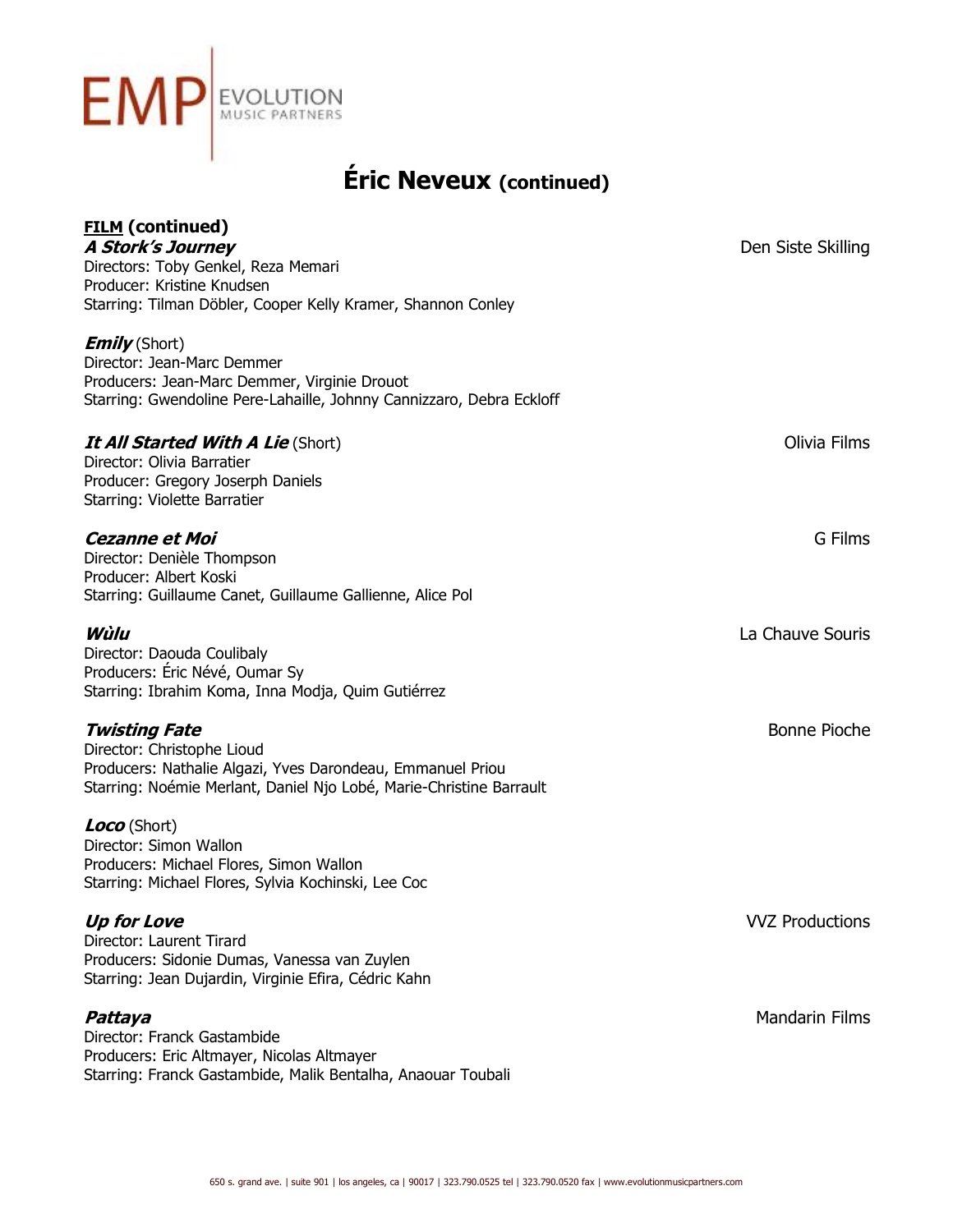# Éric Neveux (continued)

**FILM (continued)**

***A Stork's Journey*** — Den Siste Skilling
Directors: Toby Genkel, Reza Memari
Producer: Kristine Knudsen
Starring: Tilman Döbler, Cooper Kelly Kramer, Shannon Conley

***Emily*** (Short)
Director: Jean-Marc Demmer
Producers: Jean-Marc Demmer, Virginie Drouot
Starring: Gwendoline Pere-Lahaille, Johnny Cannizzaro, Debra Eckloff

***It All Started With A Lie*** (Short) — Olivia Films
Director: Olivia Barratier
Producer: Gregory Joserph Daniels
Starring: Violette Barratier

***Cezanne et Moi*** — G Films
Director: Denièle Thompson
Producer: Albert Koski
Starring: Guillaume Canet, Guillaume Gallienne, Alice Pol

***Wùlu*** — La Chauve Souris
Director: Daouda Coulibaly
Producers: Éric Névé, Oumar Sy
Starring: Ibrahim Koma, Inna Modja, Quim Gutiérrez

***Twisting Fate*** — Bonne Pioche
Director: Christophe Lioud
Producers: Nathalie Algazi, Yves Darondeau, Emmanuel Priou
Starring: Noémie Merlant, Daniel Njo Lobé, Marie-Christine Barrault

***Loco*** (Short)
Director: Simon Wallon
Producers: Michael Flores, Simon Wallon
Starring: Michael Flores, Sylvia Kochinski, Lee Coc

***Up for Love*** — VVZ Productions
Director: Laurent Tirard
Producers: Sidonie Dumas, Vanessa van Zuylen
Starring: Jean Dujardin, Virginie Efira, Cédric Kahn

***Pattaya*** — Mandarin Films
Director: Franck Gastambide
Producers: Eric Altmayer, Nicolas Altmayer
Starring: Franck Gastambide, Malik Bentalha, Anaouar Toubali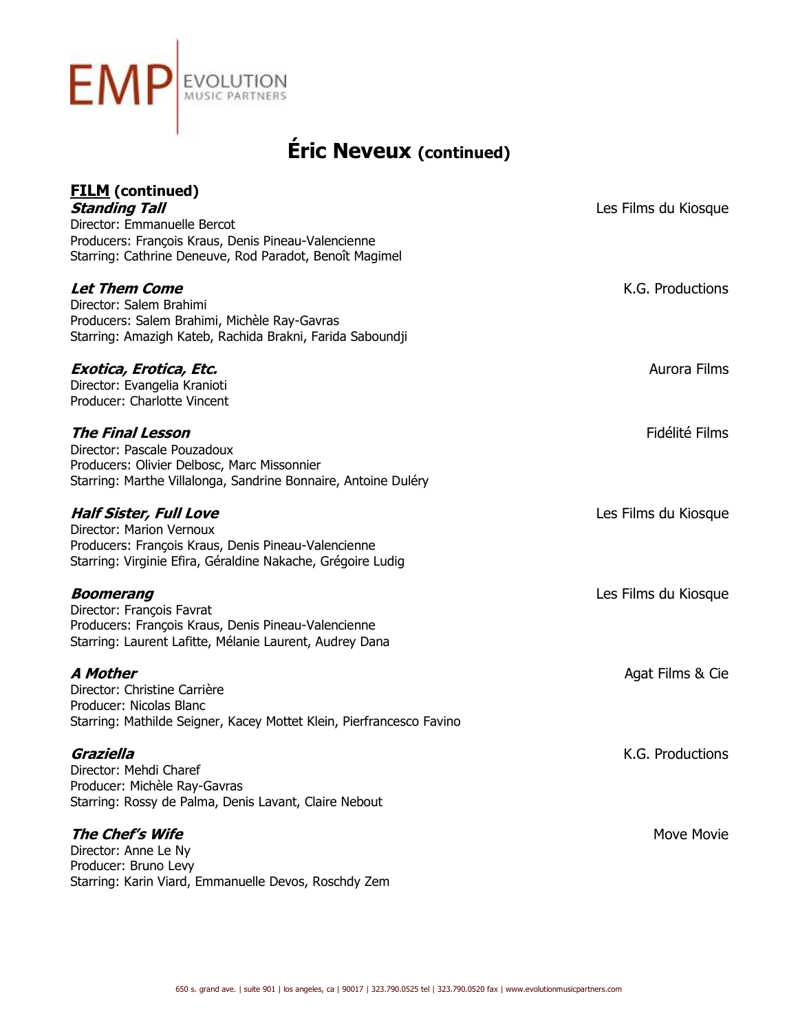# Éric Neveux (continued)

**FILM (continued)**

***Standing Tall*** — Les Films du Kiosque
Director: Emmanuelle Bercot
Producers: François Kraus, Denis Pineau-Valencienne
Starring: Cathrine Deneuve, Rod Paradot, Benoît Magimel

***Let Them Come*** — K.G. Productions
Director: Salem Brahimi
Producers: Salem Brahimi, Michèle Ray-Gavras
Starring: Amazigh Kateb, Rachida Brakni, Farida Saboundji

***Exotica, Erotica, Etc.*** — Aurora Films
Director: Evangelia Kranioti
Producer: Charlotte Vincent

***The Final Lesson*** — Fidélité Films
Director: Pascale Pouzadoux
Producers: Olivier Delbosc, Marc Missonnier
Starring: Marthe Villalonga, Sandrine Bonnaire, Antoine Duléry

***Half Sister, Full Love*** — Les Films du Kiosque
Director: Marion Vernoux
Producers: François Kraus, Denis Pineau-Valencienne
Starring: Virginie Efira, Géraldine Nakache, Grégoire Ludig

***Boomerang*** — Les Films du Kiosque
Director: François Favrat
Producers: François Kraus, Denis Pineau-Valencienne
Starring: Laurent Lafitte, Mélanie Laurent, Audrey Dana

***A Mother*** — Agat Films & Cie
Director: Christine Carrière
Producer: Nicolas Blanc
Starring: Mathilde Seigner, Kacey Mottet Klein, Pierfrancesco Favino

***Graziella*** — K.G. Productions
Director: Mehdi Charef
Producer: Michèle Ray-Gavras
Starring: Rossy de Palma, Denis Lavant, Claire Nebout

***The Chef's Wife*** — Move Movie
Director: Anne Le Ny
Producer: Bruno Levy
Starring: Karin Viard, Emmanuelle Devos, Roschdy Zem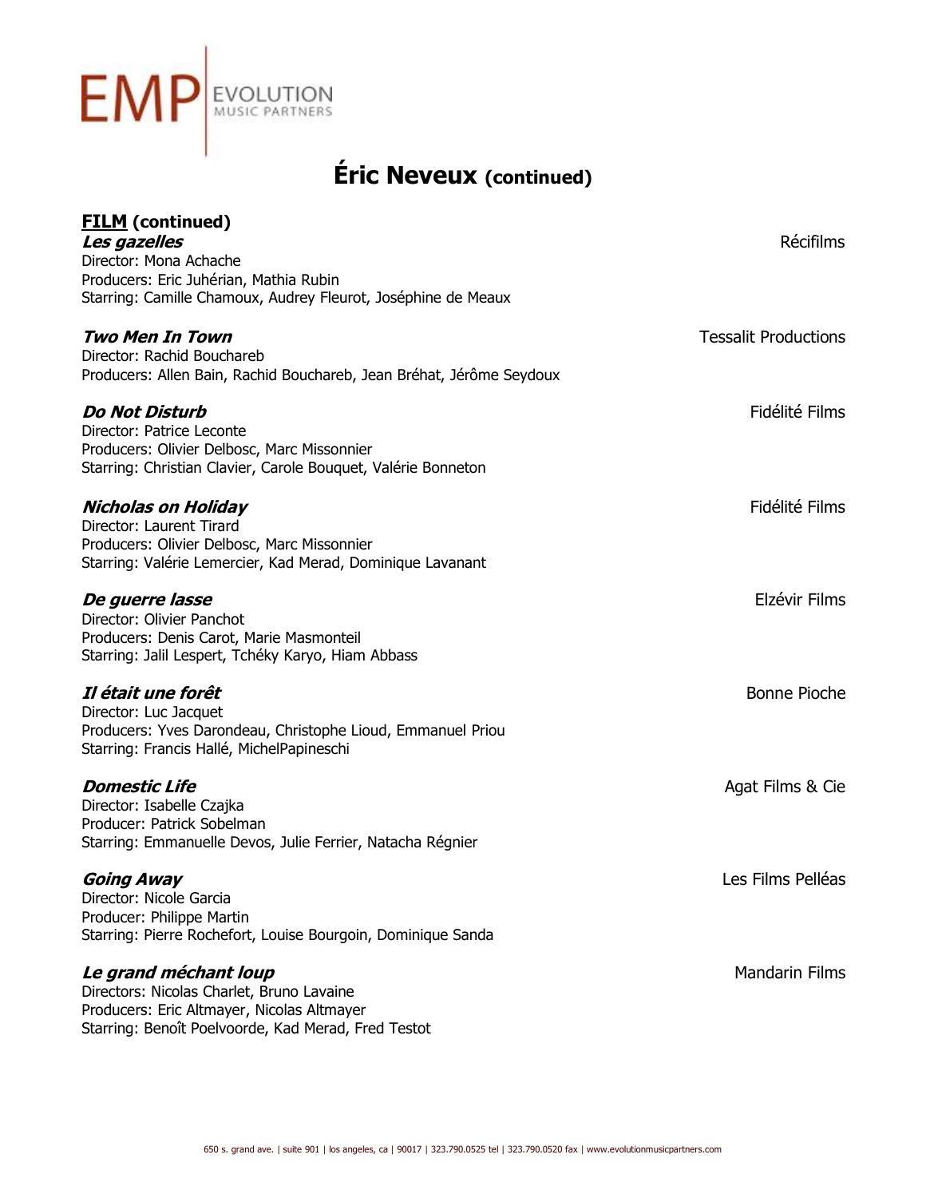# Éric Neveux (continued)

**FILM (continued)**

***Les gazelles*** — Récifilms
Director: Mona Achache
Producers: Eric Juhérian, Mathia Rubin
Starring: Camille Chamoux, Audrey Fleurot, Joséphine de Meaux

***Two Men In Town*** — Tessalit Productions
Director: Rachid Bouchareb
Producers: Allen Bain, Rachid Bouchareb, Jean Bréhat, Jérôme Seydoux

***Do Not Disturb*** — Fidélité Films
Director: Patrice Leconte
Producers: Olivier Delbosc, Marc Missonnier
Starring: Christian Clavier, Carole Bouquet, Valérie Bonneton

***Nicholas on Holiday*** — Fidélité Films
Director: Laurent Tirard
Producers: Olivier Delbosc, Marc Missonnier
Starring: Valérie Lemercier, Kad Merad, Dominique Lavanant

***De guerre lasse*** — Elzévir Films
Director: Olivier Panchot
Producers: Denis Carot, Marie Masmonteil
Starring: Jalil Lespert, Tchéky Karyo, Hiam Abbass

***Il était une forêt*** — Bonne Pioche
Director: Luc Jacquet
Producers: Yves Darondeau, Christophe Lioud, Emmanuel Priou
Starring: Francis Hallé, MichelPapineschi

***Domestic Life*** — Agat Films & Cie
Director: Isabelle Czajka
Producer: Patrick Sobelman
Starring: Emmanuelle Devos, Julie Ferrier, Natacha Régnier

***Going Away*** — Les Films Pelléas
Director: Nicole Garcia
Producer: Philippe Martin
Starring: Pierre Rochefort, Louise Bourgoin, Dominique Sanda

***Le grand méchant loup*** — Mandarin Films
Directors: Nicolas Charlet, Bruno Lavaine
Producers: Eric Altmayer, Nicolas Altmayer
Starring: Benoît Poelvoorde, Kad Merad, Fred Testot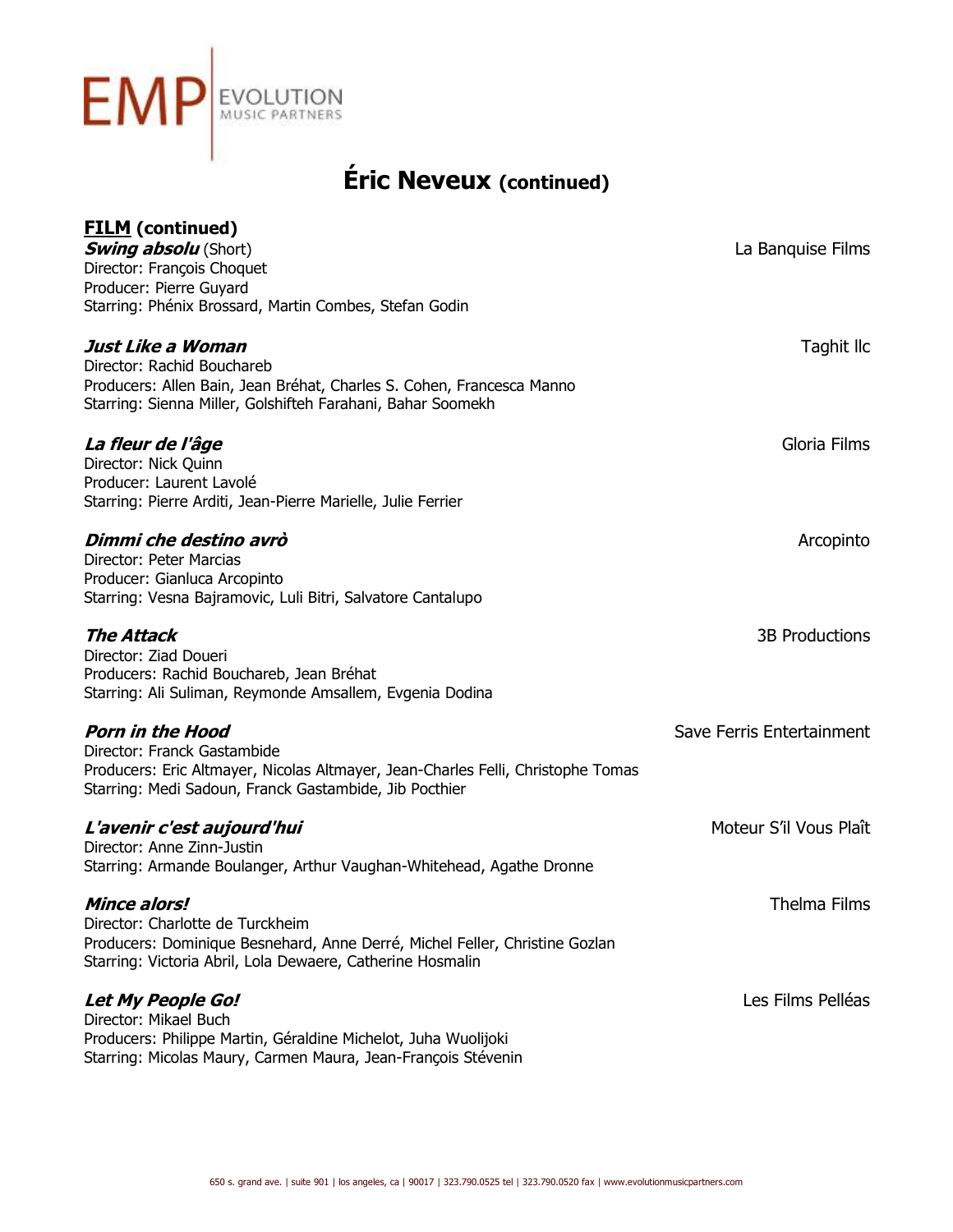# Éric Neveux (continued)

## FILM (continued)

***Swing absolu*** (Short) — La Banquise Films
Director: François Choquet
Producer: Pierre Guyard
Starring: Phénix Brossard, Martin Combes, Stefan Godin

***Just Like a Woman*** — Taghit llc
Director: Rachid Bouchareb
Producers: Allen Bain, Jean Bréhat, Charles S. Cohen, Francesca Manno
Starring: Sienna Miller, Golshifteh Farahani, Bahar Soomekh

***La fleur de l'âge*** — Gloria Films
Director: Nick Quinn
Producer: Laurent Lavolé
Starring: Pierre Arditi, Jean-Pierre Marielle, Julie Ferrier

***Dimmi che destino avrò*** — Arcopinto
Director: Peter Marcias
Producer: Gianluca Arcopinto
Starring: Vesna Bajramovic, Luli Bitri, Salvatore Cantalupo

***The Attack*** — 3B Productions
Director: Ziad Doueri
Producers: Rachid Bouchareb, Jean Bréhat
Starring: Ali Suliman, Reymonde Amsallem, Evgenia Dodina

***Porn in the Hood*** — Save Ferris Entertainment
Director: Franck Gastambide
Producers: Eric Altmayer, Nicolas Altmayer, Jean-Charles Felli, Christophe Tomas
Starring: Medi Sadoun, Franck Gastambide, Jib Pocthier

***L'avenir c'est aujourd'hui*** — Moteur S'il Vous Plaît
Director: Anne Zinn-Justin
Starring: Armande Boulanger, Arthur Vaughan-Whitehead, Agathe Dronne

***Mince alors!*** — Thelma Films
Director: Charlotte de Turckheim
Producers: Dominique Besnehard, Anne Derré, Michel Feller, Christine Gozlan
Starring: Victoria Abril, Lola Dewaere, Catherine Hosmalin

***Let My People Go!*** — Les Films Pelléas
Director: Mikael Buch
Producers: Philippe Martin, Géraldine Michelot, Juha Wuolijoki
Starring: Micolas Maury, Carmen Maura, Jean-François Stévenin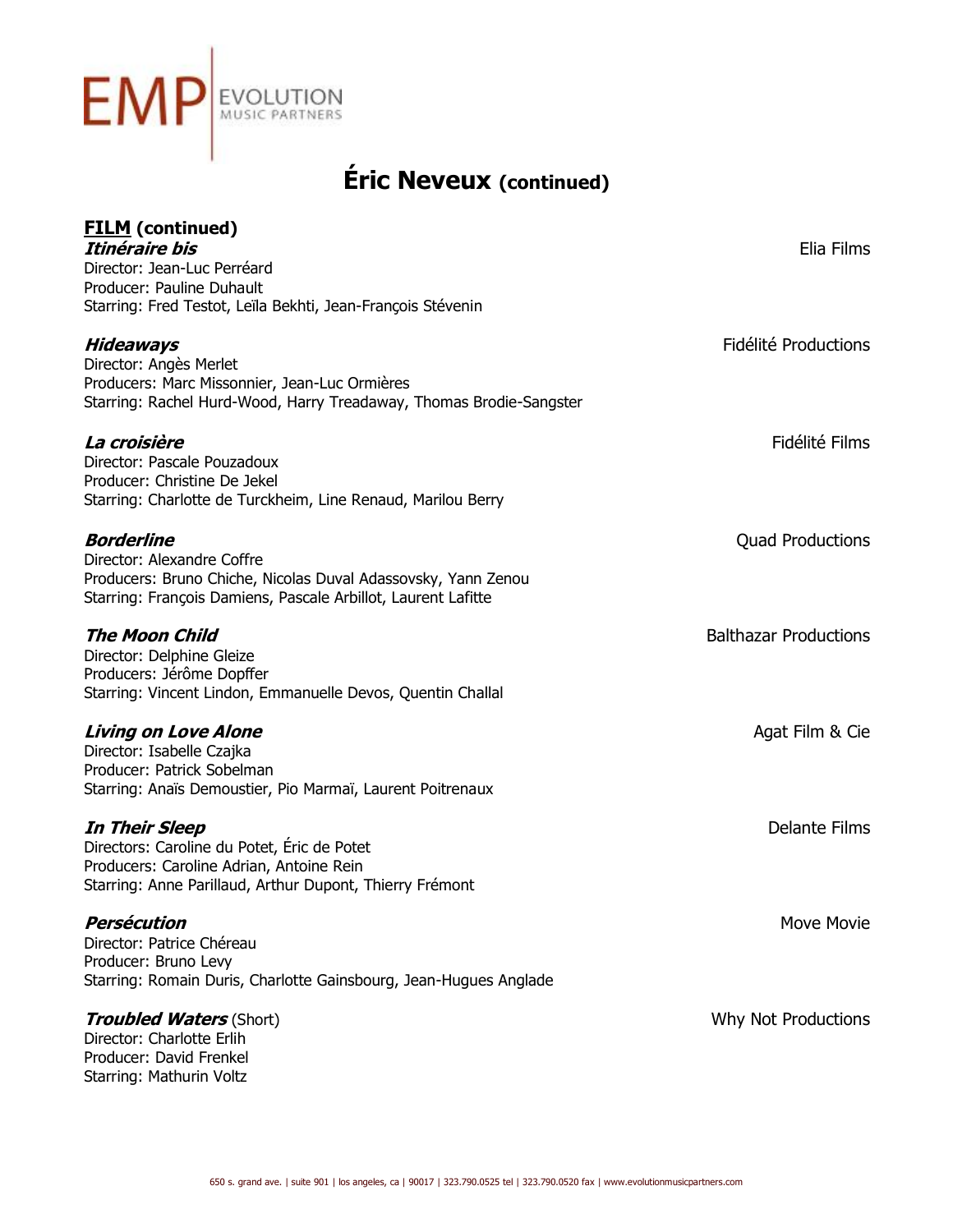# Éric Neveux (continued)

## FILM (continued)

***Itinéraire bis*** — Elia Films
Director: Jean-Luc Perréard
Producer: Pauline Duhault
Starring: Fred Testot, Leïla Bekhti, Jean-François Stévenin

***Hideaways*** — Fidélité Productions
Director: Angès Merlet
Producers: Marc Missonnier, Jean-Luc Ormières
Starring: Rachel Hurd-Wood, Harry Treadaway, Thomas Brodie-Sangster

***La croisière*** — Fidélité Films
Director: Pascale Pouzadoux
Producer: Christine De Jekel
Starring: Charlotte de Turckheim, Line Renaud, Marilou Berry

***Borderline*** — Quad Productions
Director: Alexandre Coffre
Producers: Bruno Chiche, Nicolas Duval Adassovsky, Yann Zenou
Starring: François Damiens, Pascale Arbillot, Laurent Lafitte

***The Moon Child*** — Balthazar Productions
Director: Delphine Gleize
Producers: Jérôme Dopffer
Starring: Vincent Lindon, Emmanuelle Devos, Quentin Challal

***Living on Love Alone*** — Agat Film & Cie
Director: Isabelle Czajka
Producer: Patrick Sobelman
Starring: Anaïs Demoustier, Pio Marmaï, Laurent Poitrenaux

***In Their Sleep*** — Delante Films
Directors: Caroline du Potet, Éric de Potet
Producers: Caroline Adrian, Antoine Rein
Starring: Anne Parillaud, Arthur Dupont, Thierry Frémont

***Persécution*** — Move Movie
Director: Patrice Chéreau
Producer: Bruno Levy
Starring: Romain Duris, Charlotte Gainsbourg, Jean-Hugues Anglade

***Troubled Waters*** (Short) — Why Not Productions
Director: Charlotte Erlih
Producer: David Frenkel
Starring: Mathurin Voltz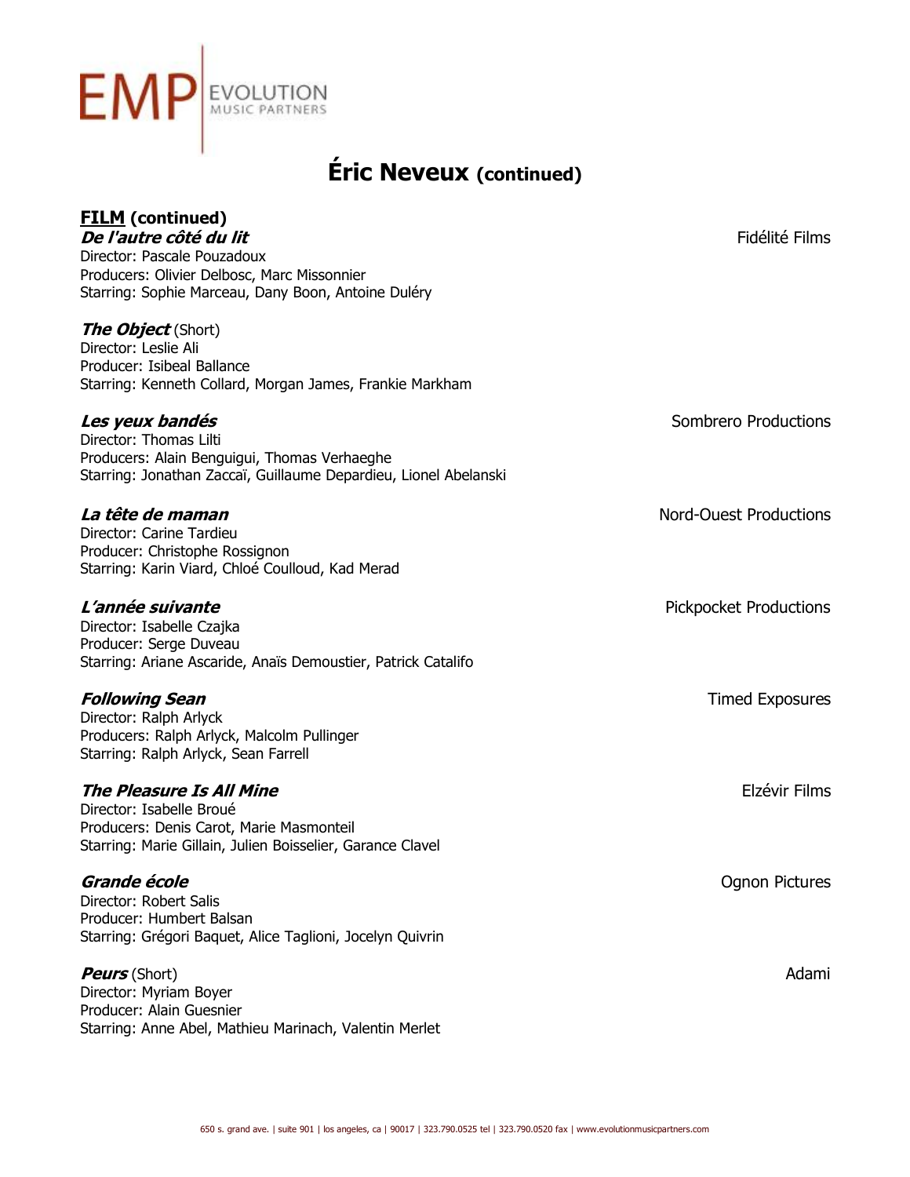# Éric Neveux (continued)

## FILM (continued)

***De l'autre côté du lit*** — Fidélité Films
Director: Pascale Pouzadoux
Producers: Olivier Delbosc, Marc Missonnier
Starring: Sophie Marceau, Dany Boon, Antoine Duléry

***The Object*** (Short)
Director: Leslie Ali
Producer: Isibeal Ballance
Starring: Kenneth Collard, Morgan James, Frankie Markham

***Les yeux bandés*** — Sombrero Productions
Director: Thomas Lilti
Producers: Alain Benguigui, Thomas Verhaeghe
Starring: Jonathan Zaccaï, Guillaume Depardieu, Lionel Abelanski

***La tête de maman*** — Nord-Ouest Productions
Director: Carine Tardieu
Producer: Christophe Rossignon
Starring: Karin Viard, Chloé Coulloud, Kad Merad

***L'année suivante*** — Pickpocket Productions
Director: Isabelle Czajka
Producer: Serge Duveau
Starring: Ariane Ascaride, Anaïs Demoustier, Patrick Catalifo

***Following Sean*** — Timed Exposures
Director: Ralph Arlyck
Producers: Ralph Arlyck, Malcolm Pullinger
Starring: Ralph Arlyck, Sean Farrell

***The Pleasure Is All Mine*** — Elzévir Films
Director: Isabelle Broué
Producers: Denis Carot, Marie Masmonteil
Starring: Marie Gillain, Julien Boisselier, Garance Clavel

***Grande école*** — Ognon Pictures
Director: Robert Salis
Producer: Humbert Balsan
Starring: Grégori Baquet, Alice Taglioni, Jocelyn Quivrin

***Peurs*** (Short) — Adami
Director: Myriam Boyer
Producer: Alain Guesnier
Starring: Anne Abel, Mathieu Marinach, Valentin Merlet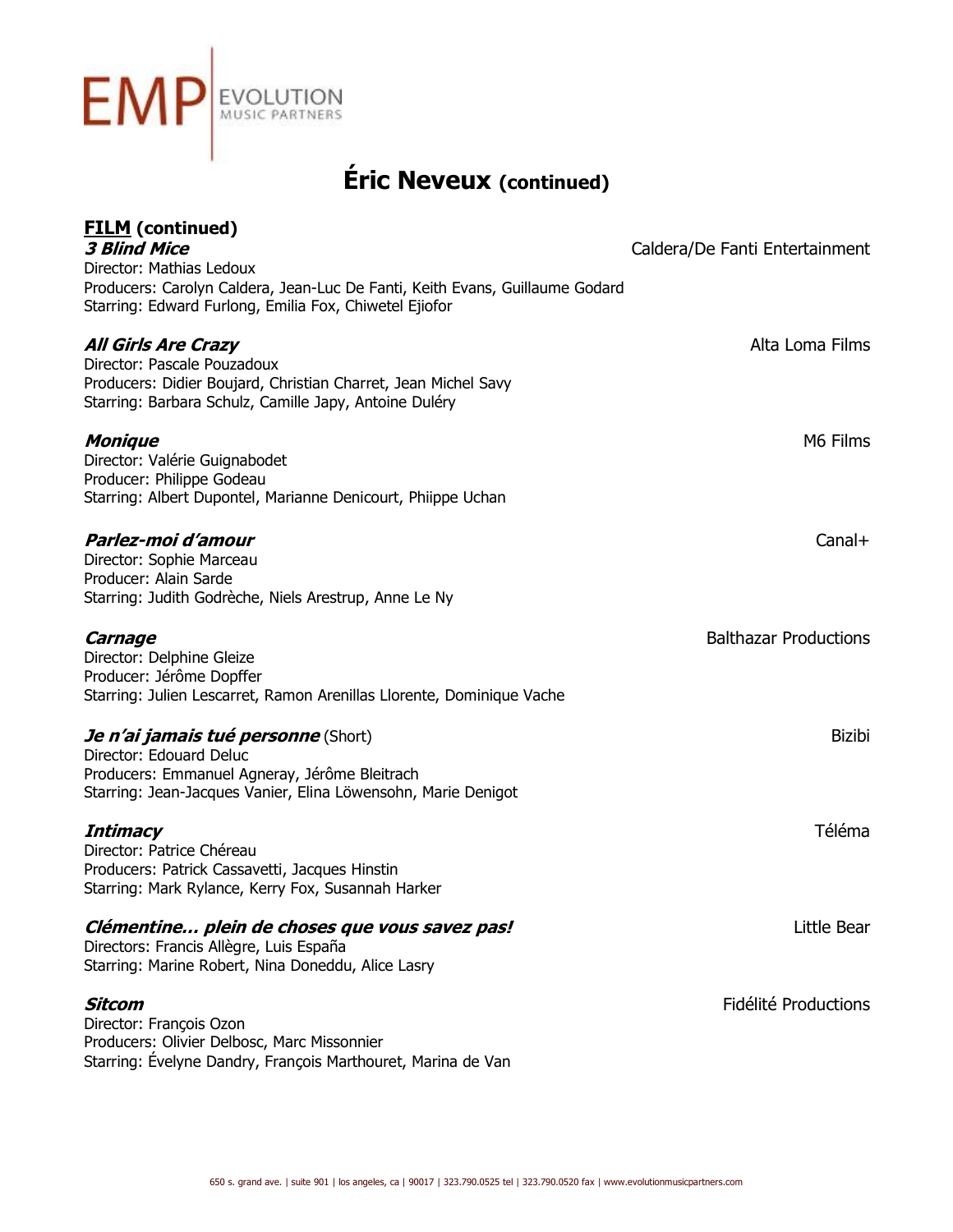EMP | EVOLUTION MUSIC PARTNERS

# Éric Neveux (continued)

## FILM (continued)

***3 Blind Mice*** — Caldera/De Fanti Entertainment
Director: Mathias Ledoux
Producers: Carolyn Caldera, Jean-Luc De Fanti, Keith Evans, Guillaume Godard
Starring: Edward Furlong, Emilia Fox, Chiwetel Ejiofor

***All Girls Are Crazy*** — Alta Loma Films
Director: Pascale Pouzadoux
Producers: Didier Boujard, Christian Charret, Jean Michel Savy
Starring: Barbara Schulz, Camille Japy, Antoine Duléry

***Monique*** — M6 Films
Director: Valérie Guignabodet
Producer: Philippe Godeau
Starring: Albert Dupontel, Marianne Denicourt, Phiippe Uchan

***Parlez-moi d'amour*** — Canal+
Director: Sophie Marceau
Producer: Alain Sarde
Starring: Judith Godrèche, Niels Arestrup, Anne Le Ny

***Carnage*** — Balthazar Productions
Director: Delphine Gleize
Producer: Jérôme Dopffer
Starring: Julien Lescarret, Ramon Arenillas Llorente, Dominique Vache

***Je n'ai jamais tué personne*** (Short) — Bizibi
Director: Edouard Deluc
Producers: Emmanuel Agneray, Jérôme Bleitrach
Starring: Jean-Jacques Vanier, Elina Löwensohn, Marie Denigot

***Intimacy*** — Téléma
Director: Patrice Chéreau
Producers: Patrick Cassavetti, Jacques Hinstin
Starring: Mark Rylance, Kerry Fox, Susannah Harker

***Clémentine… plein de choses que vous savez pas!*** — Little Bear
Directors: Francis Allègre, Luis España
Starring: Marine Robert, Nina Doneddu, Alice Lasry

***Sitcom*** — Fidélité Productions
Director: François Ozon
Producers: Olivier Delbosc, Marc Missonnier
Starring: Évelyne Dandry, François Marthouret, Marina de Van

650 s. grand ave. | suite 901 | los angeles, ca | 90017 | 323.790.0525 tel | 323.790.0520 fax | www.evolutionmusicpartners.com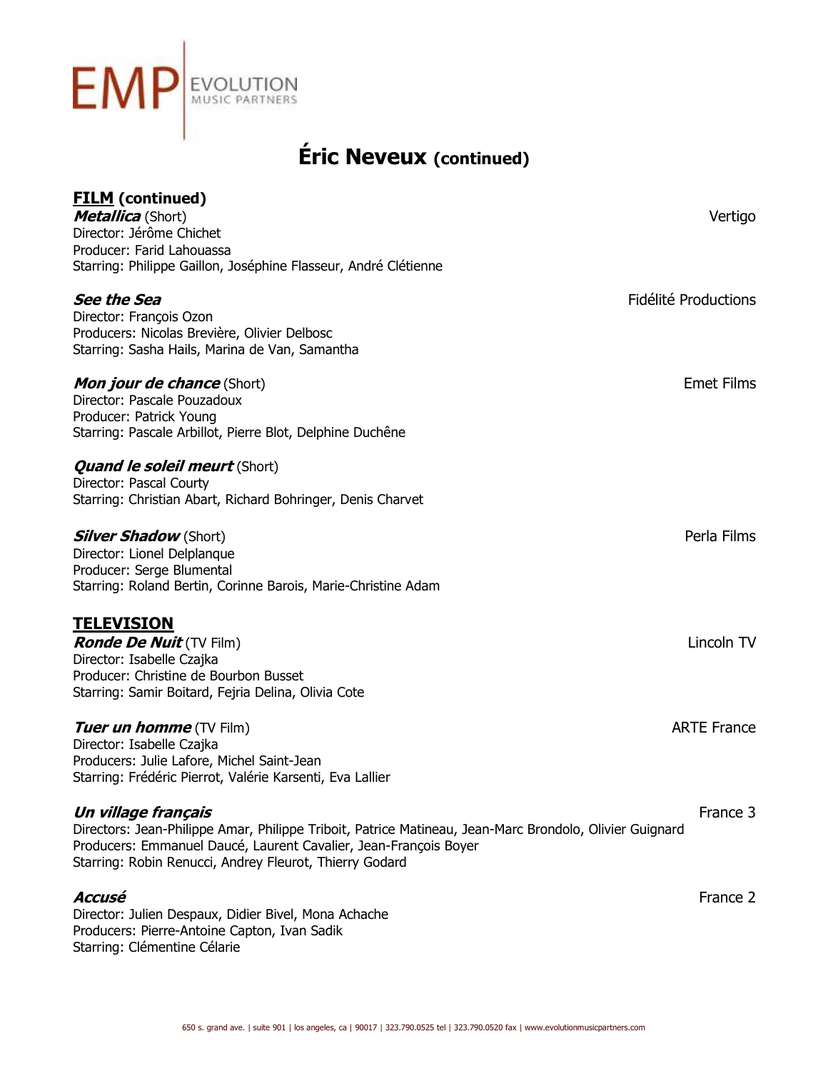# Éric Neveux (continued)

## FILM (continued)

***Metallica*** (Short) — Vertigo
Director: Jérôme Chichet
Producer: Farid Lahouassa
Starring: Philippe Gaillon, Joséphine Flasseur, André Clétienne

***See the Sea*** — Fidélité Productions
Director: François Ozon
Producers: Nicolas Brevière, Olivier Delbosc
Starring: Sasha Hails, Marina de Van, Samantha

***Mon jour de chance*** (Short) — Emet Films
Director: Pascale Pouzadoux
Producer: Patrick Young
Starring: Pascale Arbillot, Pierre Blot, Delphine Duchêne

***Quand le soleil meurt*** (Short)
Director: Pascal Courty
Starring: Christian Abart, Richard Bohringer, Denis Charvet

***Silver Shadow*** (Short) — Perla Films
Director: Lionel Delplanque
Producer: Serge Blumental
Starring: Roland Bertin, Corinne Barois, Marie-Christine Adam

## TELEVISION

***Ronde De Nuit*** (TV Film) — Lincoln TV
Director: Isabelle Czajka
Producer: Christine de Bourbon Busset
Starring: Samir Boitard, Fejria Delina, Olivia Cote

***Tuer un homme*** (TV Film) — ARTE France
Director: Isabelle Czajka
Producers: Julie Lafore, Michel Saint-Jean
Starring: Frédéric Pierrot, Valérie Karsenti, Eva Lallier

***Un village français*** — France 3
Directors: Jean-Philippe Amar, Philippe Triboit, Patrice Matineau, Jean-Marc Brondolo, Olivier Guignard
Producers: Emmanuel Daucé, Laurent Cavalier, Jean-François Boyer
Starring: Robin Renucci, Andrey Fleurot, Thierry Godard

***Accusé*** — France 2
Director: Julien Despaux, Didier Bivel, Mona Achache
Producers: Pierre-Antoine Capton, Ivan Sadik
Starring: Clémentine Célarie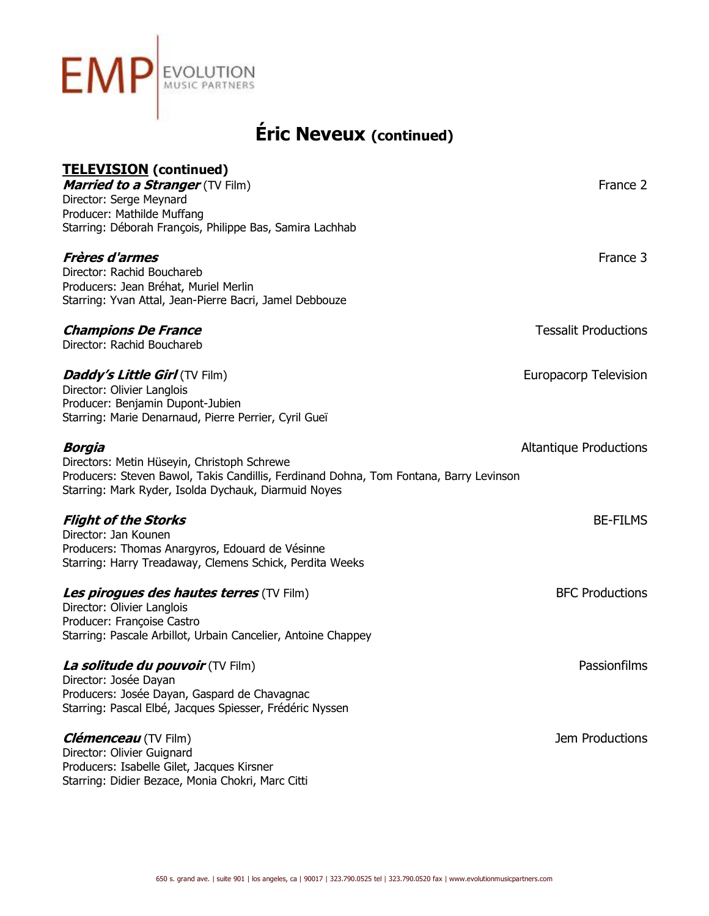# Éric Neveux (continued)

## TELEVISION (continued)

***Married to a Stranger*** (TV Film) — France 2
Director: Serge Meynard
Producer: Mathilde Muffang
Starring: Déborah François, Philippe Bas, Samira Lachhab

***Frères d'armes*** — France 3
Director: Rachid Bouchareb
Producers: Jean Bréhat, Muriel Merlin
Starring: Yvan Attal, Jean-Pierre Bacri, Jamel Debbouze

***Champions De France*** — Tessalit Productions
Director: Rachid Bouchareb

***Daddy's Little Girl*** (TV Film) — Europacorp Television
Director: Olivier Langlois
Producer: Benjamin Dupont-Jubien
Starring: Marie Denarnaud, Pierre Perrier, Cyril Gueï

***Borgia*** — Altantique Productions
Directors: Metin Hüseyin, Christoph Schrewe
Producers: Steven Bawol, Takis Candillis, Ferdinand Dohna, Tom Fontana, Barry Levinson
Starring: Mark Ryder, Isolda Dychauk, Diarmuid Noyes

***Flight of the Storks*** — BE-FILMS
Director: Jan Kounen
Producers: Thomas Anargyros, Edouard de Vésinne
Starring: Harry Treadaway, Clemens Schick, Perdita Weeks

***Les pirogues des hautes terres*** (TV Film) — BFC Productions
Director: Olivier Langlois
Producer: Françoise Castro
Starring: Pascale Arbillot, Urbain Cancelier, Antoine Chappey

***La solitude du pouvoir*** (TV Film) — Passionfilms
Director: Josée Dayan
Producers: Josée Dayan, Gaspard de Chavagnac
Starring: Pascal Elbé, Jacques Spiesser, Frédéric Nyssen

***Clémenceau*** (TV Film) — Jem Productions
Director: Olivier Guignard
Producers: Isabelle Gilet, Jacques Kirsner
Starring: Didier Bezace, Monia Chokri, Marc Citti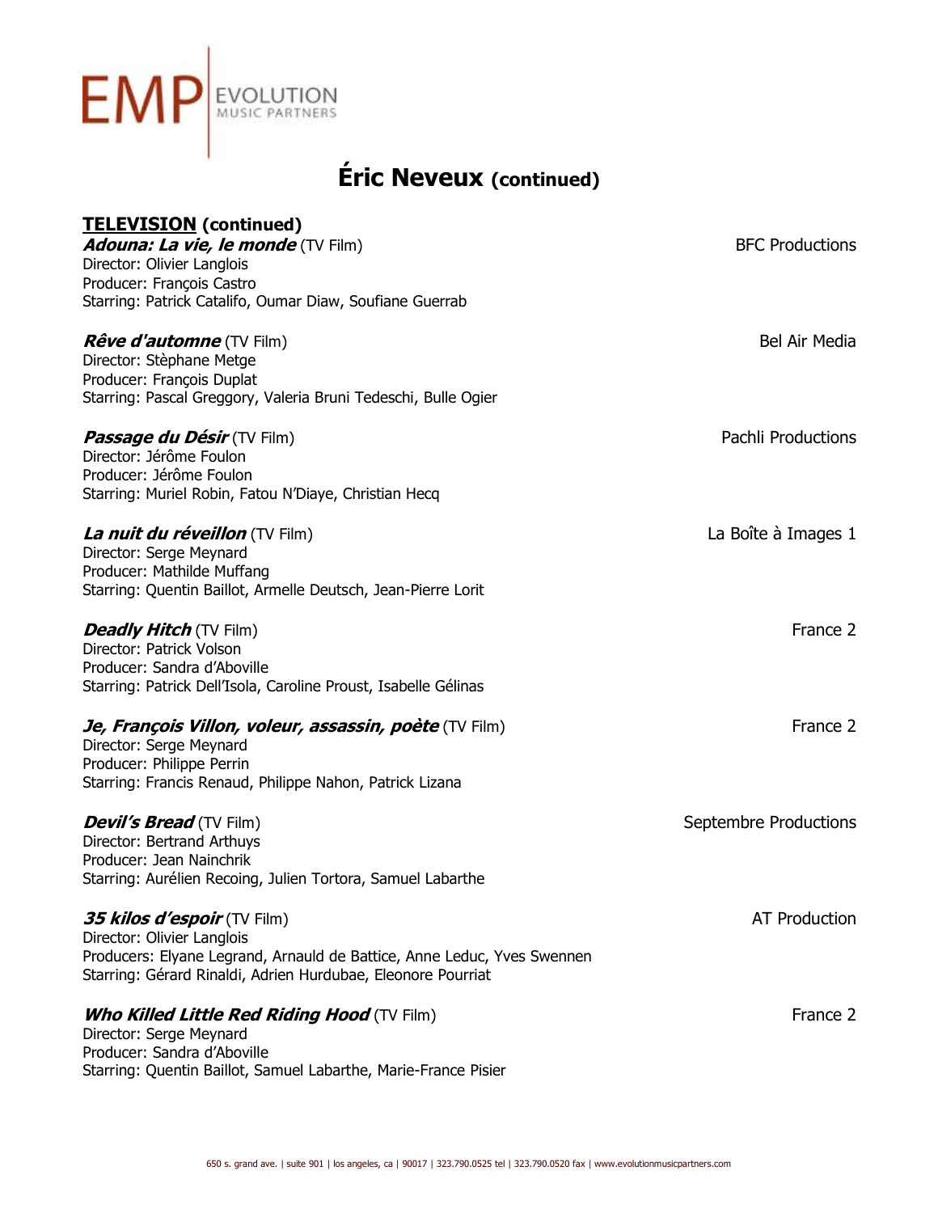# Éric Neveux (continued)

## TELEVISION (continued)

***Adouna: La vie, le monde*** (TV Film) — BFC Productions
Director: Olivier Langlois
Producer: François Castro
Starring: Patrick Catalifo, Oumar Diaw, Soufiane Guerrab

***Rêve d'automne*** (TV Film) — Bel Air Media
Director: Stèphane Metge
Producer: François Duplat
Starring: Pascal Greggory, Valeria Bruni Tedeschi, Bulle Ogier

***Passage du Désir*** (TV Film) — Pachli Productions
Director: Jérôme Foulon
Producer: Jérôme Foulon
Starring: Muriel Robin, Fatou N'Diaye, Christian Hecq

***La nuit du réveillon*** (TV Film) — La Boîte à Images 1
Director: Serge Meynard
Producer: Mathilde Muffang
Starring: Quentin Baillot, Armelle Deutsch, Jean-Pierre Lorit

***Deadly Hitch*** (TV Film) — France 2
Director: Patrick Volson
Producer: Sandra d'Aboville
Starring: Patrick Dell'Isola, Caroline Proust, Isabelle Gélinas

***Je, François Villon, voleur, assassin, poète*** (TV Film) — France 2
Director: Serge Meynard
Producer: Philippe Perrin
Starring: Francis Renaud, Philippe Nahon, Patrick Lizana

***Devil's Bread*** (TV Film) — Septembre Productions
Director: Bertrand Arthuys
Producer: Jean Nainchrik
Starring: Aurélien Recoing, Julien Tortora, Samuel Labarthe

***35 kilos d'espoir*** (TV Film) — AT Production
Director: Olivier Langlois
Producers: Elyane Legrand, Arnauld de Battice, Anne Leduc, Yves Swennen
Starring: Gérard Rinaldi, Adrien Hurdubae, Eleonore Pourriat

***Who Killed Little Red Riding Hood*** (TV Film) — France 2
Director: Serge Meynard
Producer: Sandra d'Aboville
Starring: Quentin Baillot, Samuel Labarthe, Marie-France Pisier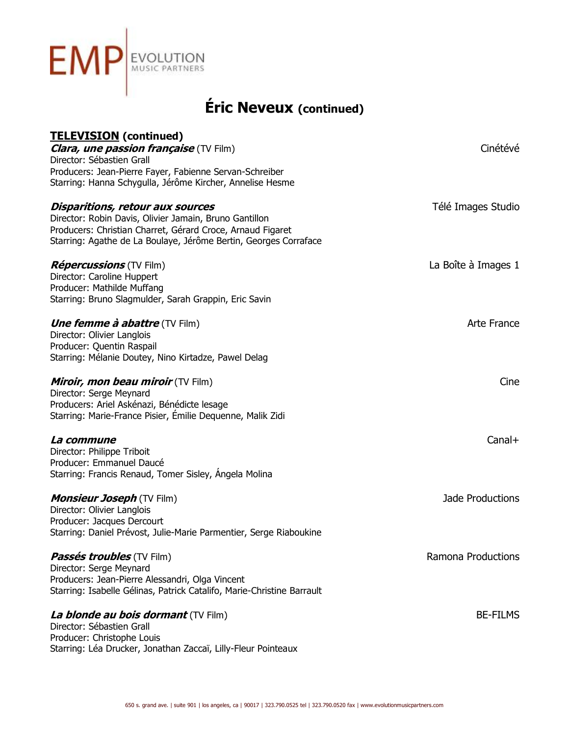# Éric Neveux (continued)

## TELEVISION (continued)

***Clara, une passion française*** (TV Film) — Cinétévé
Director: Sébastien Grall
Producers: Jean-Pierre Fayer, Fabienne Servan-Schreiber
Starring: Hanna Schygulla, Jérôme Kircher, Annelise Hesme

***Disparitions, retour aux sources*** — Télé Images Studio
Director: Robin Davis, Olivier Jamain, Bruno Gantillon
Producers: Christian Charret, Gérard Croce, Arnaud Figaret
Starring: Agathe de La Boulaye, Jérôme Bertin, Georges Corraface

***Répercussions*** (TV Film) — La Boîte à Images 1
Director: Caroline Huppert
Producer: Mathilde Muffang
Starring: Bruno Slagmulder, Sarah Grappin, Eric Savin

***Une femme à abattre*** (TV Film) — Arte France
Director: Olivier Langlois
Producer: Quentin Raspail
Starring: Mélanie Doutey, Nino Kirtadze, Pawel Delag

***Miroir, mon beau miroir*** (TV Film) — Cine
Director: Serge Meynard
Producers: Ariel Askénazi, Bénédicte lesage
Starring: Marie-France Pisier, Émilie Dequenne, Malik Zidi

***La commune*** — Canal+
Director: Philippe Triboit
Producer: Emmanuel Daucé
Starring: Francis Renaud, Tomer Sisley, Ángela Molina

***Monsieur Joseph*** (TV Film) — Jade Productions
Director: Olivier Langlois
Producer: Jacques Dercourt
Starring: Daniel Prévost, Julie-Marie Parmentier, Serge Riaboukine

***Passés troubles*** (TV Film) — Ramona Productions
Director: Serge Meynard
Producers: Jean-Pierre Alessandri, Olga Vincent
Starring: Isabelle Gélinas, Patrick Catalifo, Marie-Christine Barrault

***La blonde au bois dormant*** (TV Film) — BE-FILMS
Director: Sébastien Grall
Producer: Christophe Louis
Starring: Léa Drucker, Jonathan Zaccaï, Lilly-Fleur Pointeaux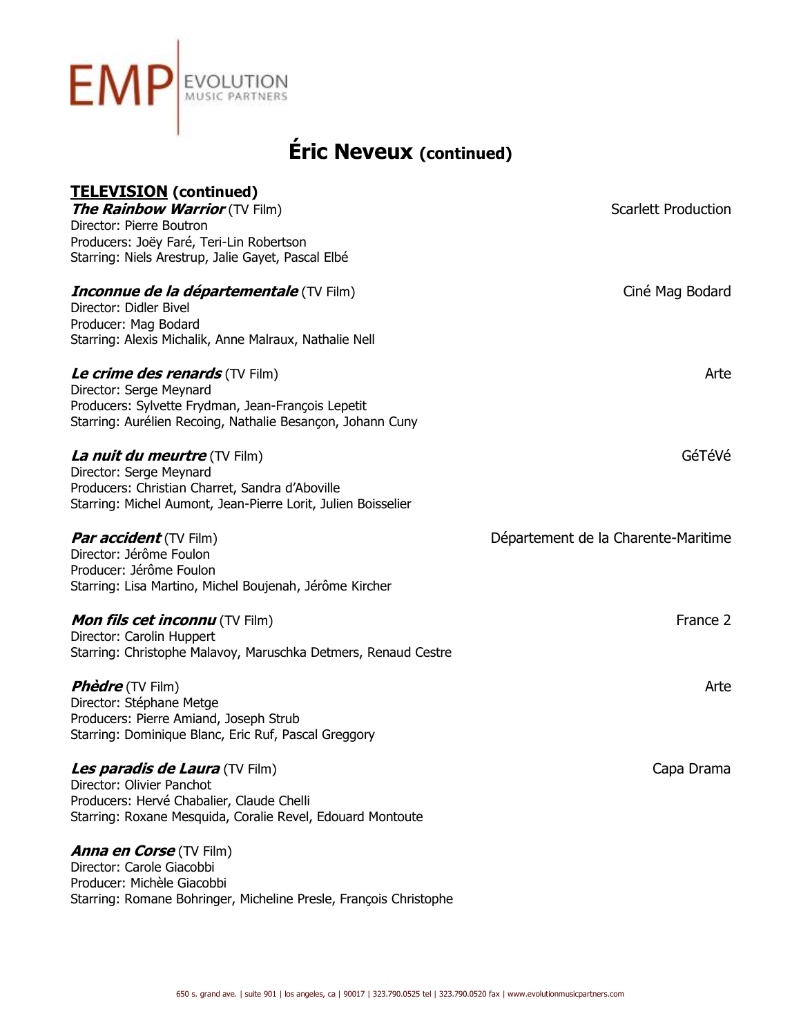# Éric Neveux (continued)

## TELEVISION (continued)

***The Rainbow Warrior*** (TV Film) — Scarlett Production
Director: Pierre Boutron
Producers: Joëy Faré, Teri-Lin Robertson
Starring: Niels Arestrup, Jalie Gayet, Pascal Elbé

***Inconnue de la départementale*** (TV Film) — Ciné Mag Bodard
Director: Didler Bivel
Producer: Mag Bodard
Starring: Alexis Michalik, Anne Malraux, Nathalie Nell

***Le crime des renards*** (TV Film) — Arte
Director: Serge Meynard
Producers: Sylvette Frydman, Jean-François Lepetit
Starring: Aurélien Recoing, Nathalie Besançon, Johann Cuny

***La nuit du meurtre*** (TV Film) — GéTéVé
Director: Serge Meynard
Producers: Christian Charret, Sandra d'Aboville
Starring: Michel Aumont, Jean-Pierre Lorit, Julien Boisselier

***Par accident*** (TV Film) — Département de la Charente-Maritime
Director: Jérôme Foulon
Producer: Jérôme Foulon
Starring: Lisa Martino, Michel Boujenah, Jérôme Kircher

***Mon fils cet inconnu*** (TV Film) — France 2
Director: Carolin Huppert
Starring: Christophe Malavoy, Maruschka Detmers, Renaud Cestre

***Phèdre*** (TV Film) — Arte
Director: Stéphane Metge
Producers: Pierre Amiand, Joseph Strub
Starring: Dominique Blanc, Eric Ruf, Pascal Greggory

***Les paradis de Laura*** (TV Film) — Capa Drama
Director: Olivier Panchot
Producers: Hervé Chabalier, Claude Chelli
Starring: Roxane Mesquida, Coralie Revel, Edouard Montoute

***Anna en Corse*** (TV Film)
Director: Carole Giacobbi
Producer: Michèle Giacobbi
Starring: Romane Bohringer, Micheline Presle, François Christophe